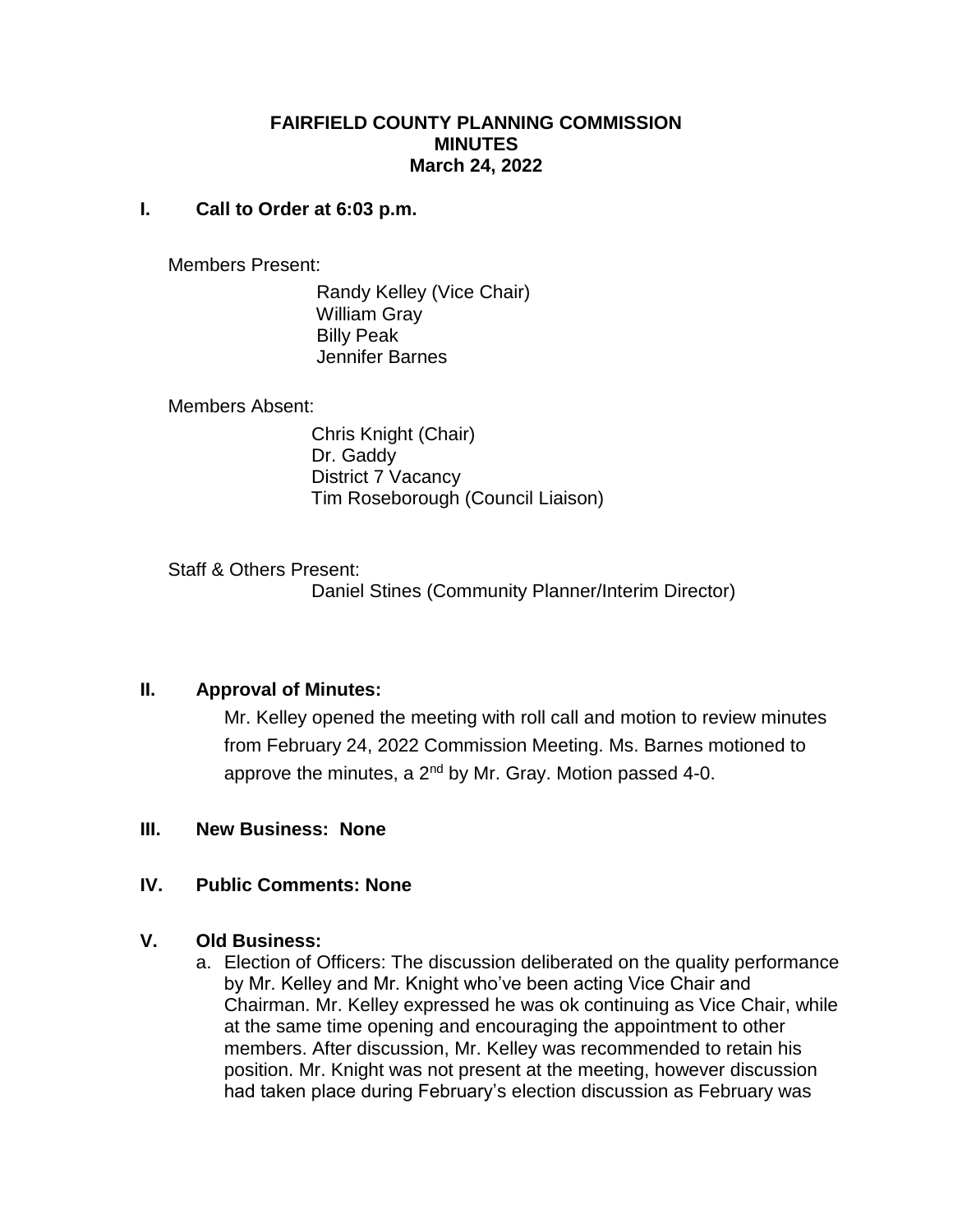# FAIRFIELD COUNTY PLANNING COMMISSION
## MINUTES
### March 24, 2022

## I. Call to Order at 6:03 p.m.

Members Present:

Randy Kelley (Vice Chair)
William Gray
Billy Peak
Jennifer Barnes

Members Absent:

Chris Knight (Chair)
Dr. Gaddy
District 7 Vacancy
Tim Roseborough (Council Liaison)

Staff & Others Present:

Daniel Stines (Community Planner/Interim Director)

## II. Approval of Minutes:

Mr. Kelley opened the meeting with roll call and motion to review minutes from February 24, 2022 Commission Meeting. Ms. Barnes motioned to approve the minutes, a 2nd by Mr. Gray. Motion passed 4-0.

## III. New Business: None

## IV. Public Comments: None

## V. Old Business:

a. Election of Officers: The discussion deliberated on the quality performance by Mr. Kelley and Mr. Knight who've been acting Vice Chair and Chairman. Mr. Kelley expressed he was ok continuing as Vice Chair, while at the same time opening and encouraging the appointment to other members. After discussion, Mr. Kelley was recommended to retain his position. Mr. Knight was not present at the meeting, however discussion had taken place during February's election discussion as February was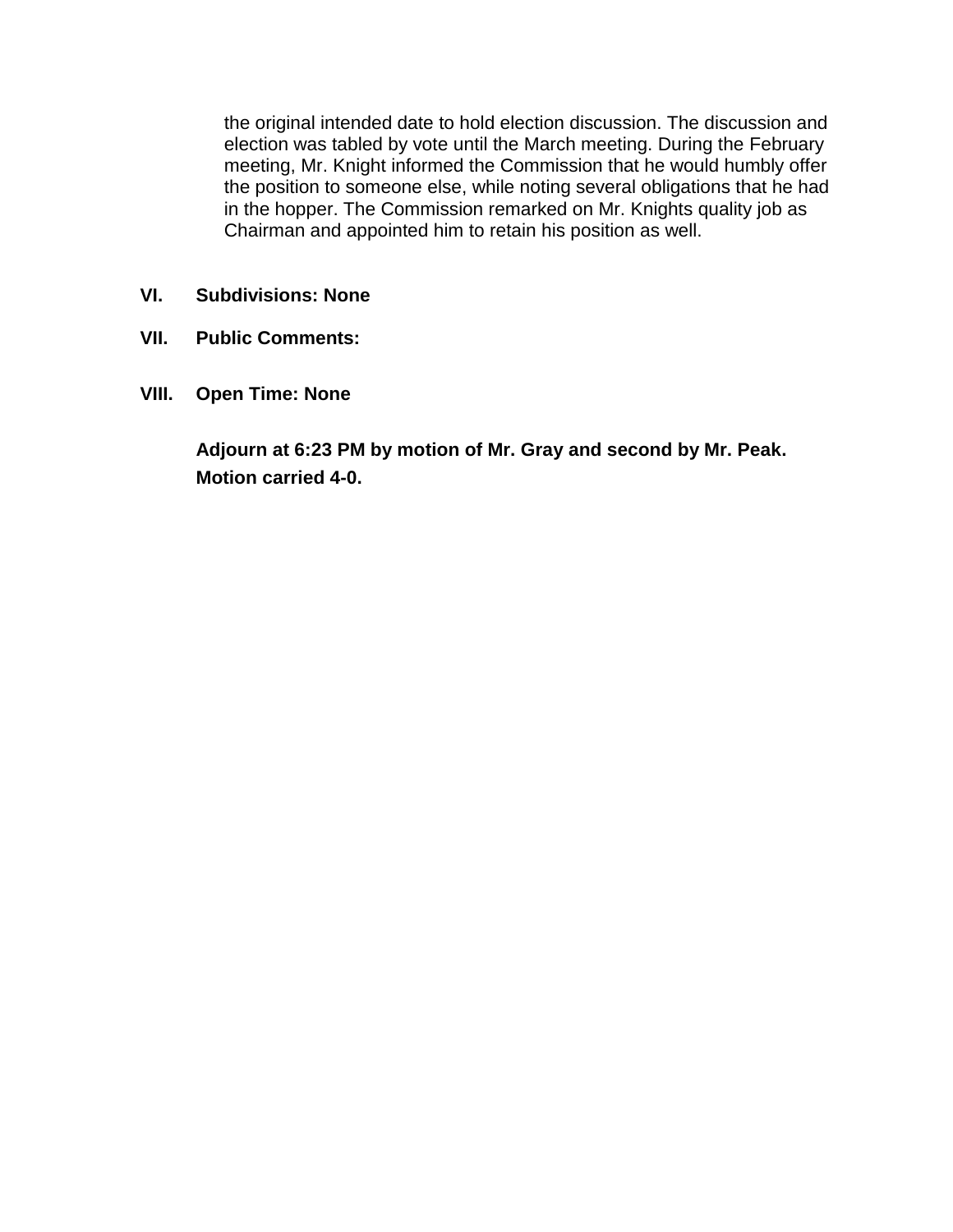the original intended date to hold election discussion. The discussion and election was tabled by vote until the March meeting. During the February meeting, Mr. Knight informed the Commission that he would humbly offer the position to someone else, while noting several obligations that he had in the hopper. The Commission remarked on Mr. Knights quality job as Chairman and appointed him to retain his position as well.

**VI. Subdivisions: None**

**VII. Public Comments:**

**VIII. Open Time: None**

**Adjourn at 6:23 PM by motion of Mr. Gray and second by Mr. Peak. Motion carried 4-0.**